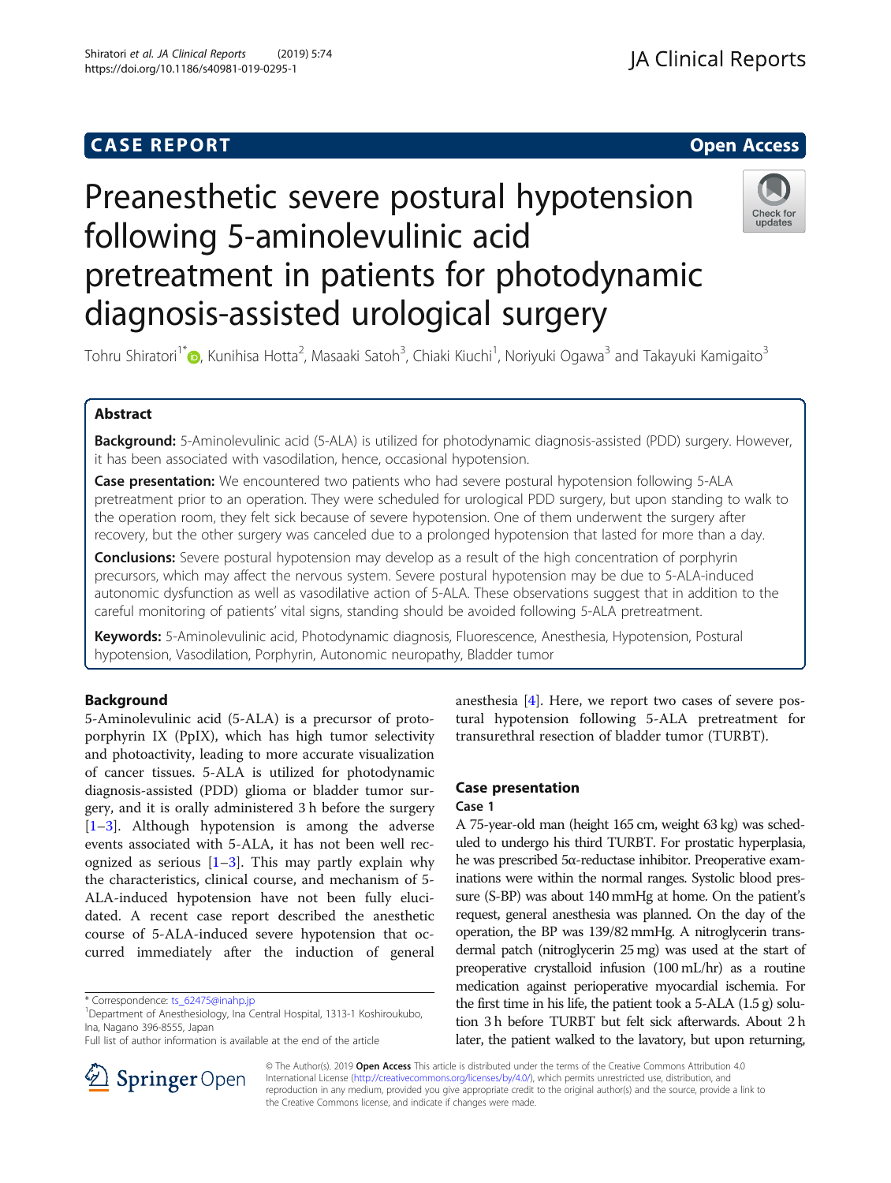CASE REPORT

Open Access

# Preanesthetic severe postural hypotension following 5-aminolevulinic acid pretreatment in patients for photodynamic diagnosis-assisted urological surgery

Tohru Shiratori[1*], Kunihisa Hotta[2], Masaaki Satoh[3], Chiaki Kiuchi[1], Noriyuki Ogawa[3] and Takayuki Kamigaito[3]

## Abstract

**Background:** 5-Aminolevulinic acid (5-ALA) is utilized for photodynamic diagnosis-assisted (PDD) surgery. However, it has been associated with vasodilation, hence, occasional hypotension.

**Case presentation:** We encountered two patients who had severe postural hypotension following 5-ALA pretreatment prior to an operation. They were scheduled for urological PDD surgery, but upon standing to walk to the operation room, they felt sick because of severe hypotension. One of them underwent the surgery after recovery, but the other surgery was canceled due to a prolonged hypotension that lasted for more than a day.

**Conclusions:** Severe postural hypotension may develop as a result of the high concentration of porphyrin precursors, which may affect the nervous system. Severe postural hypotension may be due to 5-ALA-induced autonomic dysfunction as well as vasodilative action of 5-ALA. These observations suggest that in addition to the careful monitoring of patients' vital signs, standing should be avoided following 5-ALA pretreatment.

**Keywords:** 5-Aminolevulinic acid, Photodynamic diagnosis, Fluorescence, Anesthesia, Hypotension, Postural hypotension, Vasodilation, Porphyrin, Autonomic neuropathy, Bladder tumor

## Background

5-Aminolevulinic acid (5-ALA) is a precursor of protoporphyrin IX (PpIX), which has high tumor selectivity and photoactivity, leading to more accurate visualization of cancer tissues. 5-ALA is utilized for photodynamic diagnosis-assisted (PDD) glioma or bladder tumor surgery, and it is orally administered 3 h before the surgery [1–3]. Although hypotension is among the adverse events associated with 5-ALA, it has not been well recognized as serious [1–3]. This may partly explain why the characteristics, clinical course, and mechanism of 5-ALA-induced hypotension have not been fully elucidated. A recent case report described the anesthetic course of 5-ALA-induced severe hypotension that occurred immediately after the induction of general anesthesia [4]. Here, we report two cases of severe postural hypotension following 5-ALA pretreatment for transurethral resection of bladder tumor (TURBT).

## Case presentation

### Case 1

A 75-year-old man (height 165 cm, weight 63 kg) was scheduled to undergo his third TURBT. For prostatic hyperplasia, he was prescribed 5α-reductase inhibitor. Preoperative examinations were within the normal ranges. Systolic blood pressure (S-BP) was about 140 mmHg at home. On the patient's request, general anesthesia was planned. On the day of the operation, the BP was 139/82 mmHg. A nitroglycerin transdermal patch (nitroglycerin 25 mg) was used at the start of preoperative crystalloid infusion (100 mL/hr) as a routine medication against perioperative myocardial ischemia. For the first time in his life, the patient took a 5-ALA (1.5 g) solution 3 h before TURBT but felt sick afterwards. About 2 h later, the patient walked to the lavatory, but upon returning,

* Correspondence: ts_62475@inahp.jp
[1]Department of Anesthesiology, Ina Central Hospital, 1313-1 Koshiroukubo, Ina, Nagano 396-8555, Japan
Full list of author information is available at the end of the article

© The Author(s). 2019 **Open Access** This article is distributed under the terms of the Creative Commons Attribution 4.0 International License (http://creativecommons.org/licenses/by/4.0/), which permits unrestricted use, distribution, and reproduction in any medium, provided you give appropriate credit to the original author(s) and the source, provide a link to the Creative Commons license, and indicate if changes were made.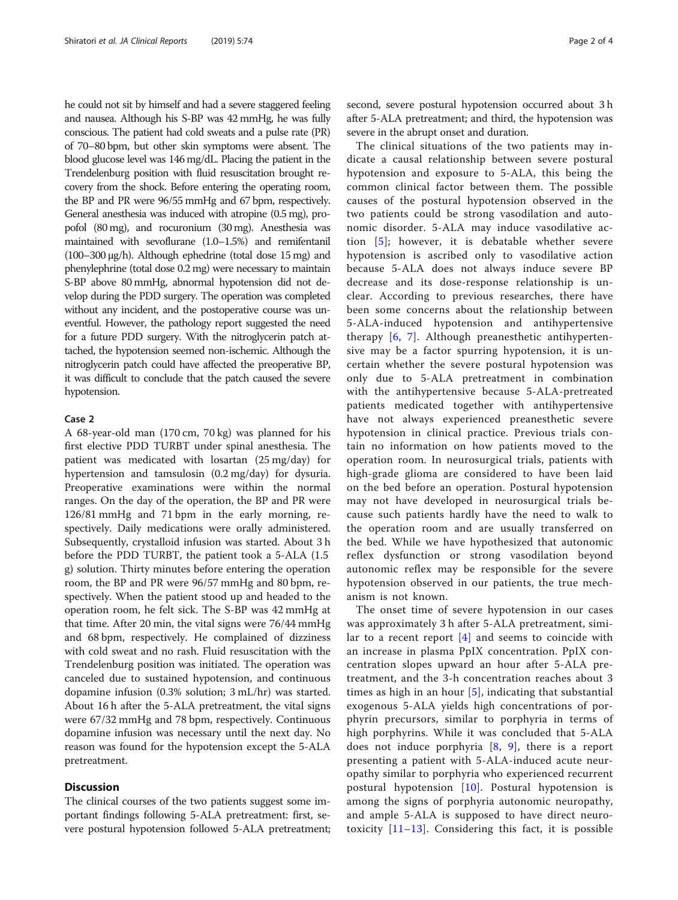he could not sit by himself and had a severe staggered feeling and nausea. Although his S-BP was 42 mmHg, he was fully conscious. The patient had cold sweats and a pulse rate (PR) of 70–80 bpm, but other skin symptoms were absent. The blood glucose level was 146 mg/dL. Placing the patient in the Trendelenburg position with fluid resuscitation brought recovery from the shock. Before entering the operating room, the BP and PR were 96/55 mmHg and 67 bpm, respectively. General anesthesia was induced with atropine (0.5 mg), propofol (80 mg), and rocuronium (30 mg). Anesthesia was maintained with sevoflurane (1.0–1.5%) and remifentanil (100–300 μg/h). Although ephedrine (total dose 15 mg) and phenylephrine (total dose 0.2 mg) were necessary to maintain S-BP above 80 mmHg, abnormal hypotension did not develop during the PDD surgery. The operation was completed without any incident, and the postoperative course was uneventful. However, the pathology report suggested the need for a future PDD surgery. With the nitroglycerin patch attached, the hypotension seemed non-ischemic. Although the nitroglycerin patch could have affected the preoperative BP, it was difficult to conclude that the patch caused the severe hypotension.

### Case 2

A 68-year-old man (170 cm, 70 kg) was planned for his first elective PDD TURBT under spinal anesthesia. The patient was medicated with losartan (25 mg/day) for hypertension and tamsulosin (0.2 mg/day) for dysuria. Preoperative examinations were within the normal ranges. On the day of the operation, the BP and PR were 126/81 mmHg and 71 bpm in the early morning, respectively. Daily medications were orally administered. Subsequently, crystalloid infusion was started. About 3 h before the PDD TURBT, the patient took a 5-ALA (1.5 g) solution. Thirty minutes before entering the operation room, the BP and PR were 96/57 mmHg and 80 bpm, respectively. When the patient stood up and headed to the operation room, he felt sick. The S-BP was 42 mmHg at that time. After 20 min, the vital signs were 76/44 mmHg and 68 bpm, respectively. He complained of dizziness with cold sweat and no rash. Fluid resuscitation with the Trendelenburg position was initiated. The operation was canceled due to sustained hypotension, and continuous dopamine infusion (0.3% solution; 3 mL/hr) was started. About 16 h after the 5-ALA pretreatment, the vital signs were 67/32 mmHg and 78 bpm, respectively. Continuous dopamine infusion was necessary until the next day. No reason was found for the hypotension except the 5-ALA pretreatment.

## Discussion

The clinical courses of the two patients suggest some important findings following 5-ALA pretreatment: first, severe postural hypotension followed 5-ALA pretreatment; second, severe postural hypotension occurred about 3 h after 5-ALA pretreatment; and third, the hypotension was severe in the abrupt onset and duration.

The clinical situations of the two patients may indicate a causal relationship between severe postural hypotension and exposure to 5-ALA, this being the common clinical factor between them. The possible causes of the postural hypotension observed in the two patients could be strong vasodilation and autonomic disorder. 5-ALA may induce vasodilative action [5]; however, it is debatable whether severe hypotension is ascribed only to vasodilative action because 5-ALA does not always induce severe BP decrease and its dose-response relationship is unclear. According to previous researches, there have been some concerns about the relationship between 5-ALA-induced hypotension and antihypertensive therapy [6, 7]. Although preanesthetic antihypertensive may be a factor spurring hypotension, it is uncertain whether the severe postural hypotension was only due to 5-ALA pretreatment in combination with the antihypertensive because 5-ALA-pretreated patients medicated together with antihypertensive have not always experienced preanesthetic severe hypotension in clinical practice. Previous trials contain no information on how patients moved to the operation room. In neurosurgical trials, patients with high-grade glioma are considered to have been laid on the bed before an operation. Postural hypotension may not have developed in neurosurgical trials because such patients hardly have the need to walk to the operation room and are usually transferred on the bed. While we have hypothesized that autonomic reflex dysfunction or strong vasodilation beyond autonomic reflex may be responsible for the severe hypotension observed in our patients, the true mechanism is not known.

The onset time of severe hypotension in our cases was approximately 3 h after 5-ALA pretreatment, similar to a recent report [4] and seems to coincide with an increase in plasma PpIX concentration. PpIX concentration slopes upward an hour after 5-ALA pretreatment, and the 3-h concentration reaches about 3 times as high in an hour [5], indicating that substantial exogenous 5-ALA yields high concentrations of porphyrin precursors, similar to porphyria in terms of high porphyrins. While it was concluded that 5-ALA does not induce porphyria [8, 9], there is a report presenting a patient with 5-ALA-induced acute neuropathy similar to porphyria who experienced recurrent postural hypotension [10]. Postural hypotension is among the signs of porphyria autonomic neuropathy, and ample 5-ALA is supposed to have direct neurotoxicity [11–13]. Considering this fact, it is possible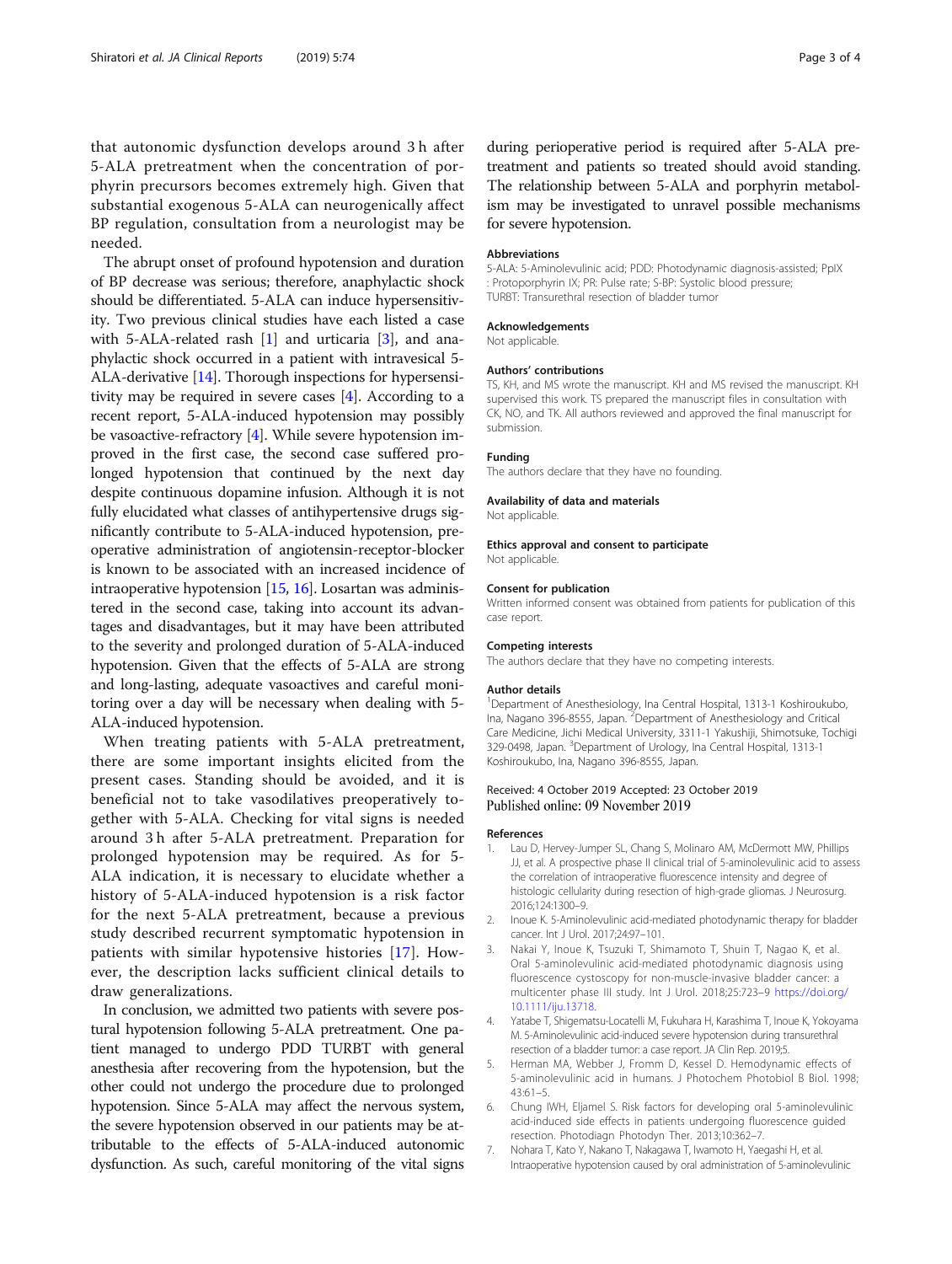that autonomic dysfunction develops around 3 h after 5-ALA pretreatment when the concentration of porphyrin precursors becomes extremely high. Given that substantial exogenous 5-ALA can neurogenically affect BP regulation, consultation from a neurologist may be needed.

The abrupt onset of profound hypotension and duration of BP decrease was serious; therefore, anaphylactic shock should be differentiated. 5-ALA can induce hypersensitivity. Two previous clinical studies have each listed a case with 5-ALA-related rash [1] and urticaria [3], and anaphylactic shock occurred in a patient with intravesical 5-ALA-derivative [14]. Thorough inspections for hypersensitivity may be required in severe cases [4]. According to a recent report, 5-ALA-induced hypotension may possibly be vasoactive-refractory [4]. While severe hypotension improved in the first case, the second case suffered prolonged hypotension that continued by the next day despite continuous dopamine infusion. Although it is not fully elucidated what classes of antihypertensive drugs significantly contribute to 5-ALA-induced hypotension, preoperative administration of angiotensin-receptor-blocker is known to be associated with an increased incidence of intraoperative hypotension [15, 16]. Losartan was administered in the second case, taking into account its advantages and disadvantages, but it may have been attributed to the severity and prolonged duration of 5-ALA-induced hypotension. Given that the effects of 5-ALA are strong and long-lasting, adequate vasoactives and careful monitoring over a day will be necessary when dealing with 5-ALA-induced hypotension.

When treating patients with 5-ALA pretreatment, there are some important insights elicited from the present cases. Standing should be avoided, and it is beneficial not to take vasodilatives preoperatively together with 5-ALA. Checking for vital signs is needed around 3 h after 5-ALA pretreatment. Preparation for prolonged hypotension may be required. As for 5-ALA indication, it is necessary to elucidate whether a history of 5-ALA-induced hypotension is a risk factor for the next 5-ALA pretreatment, because a previous study described recurrent symptomatic hypotension in patients with similar hypotensive histories [17]. However, the description lacks sufficient clinical details to draw generalizations.

In conclusion, we admitted two patients with severe postural hypotension following 5-ALA pretreatment. One patient managed to undergo PDD TURBT with general anesthesia after recovering from the hypotension, but the other could not undergo the procedure due to prolonged hypotension. Since 5-ALA may affect the nervous system, the severe hypotension observed in our patients may be attributable to the effects of 5-ALA-induced autonomic dysfunction. As such, careful monitoring of the vital signs during perioperative period is required after 5-ALA pretreatment and patients so treated should avoid standing. The relationship between 5-ALA and porphyrin metabolism may be investigated to unravel possible mechanisms for severe hypotension.

#### Abbreviations

5-ALA: 5-Aminolevulinic acid; PDD: Photodynamic diagnosis-assisted; PpIX : Protoporphyrin IX; PR: Pulse rate; S-BP: Systolic blood pressure; TURBT: Transurethral resection of bladder tumor

#### Acknowledgements

Not applicable.

#### Authors' contributions

TS, KH, and MS wrote the manuscript. KH and MS revised the manuscript. KH supervised this work. TS prepared the manuscript files in consultation with CK, NO, and TK. All authors reviewed and approved the final manuscript for submission.

#### Funding

The authors declare that they have no founding.

#### Availability of data and materials

Not applicable.

#### Ethics approval and consent to participate

Not applicable.

#### Consent for publication

Written informed consent was obtained from patients for publication of this case report.

#### Competing interests

The authors declare that they have no competing interests.

#### Author details

[1]Department of Anesthesiology, Ina Central Hospital, 1313-1 Koshiroukubo, Ina, Nagano 396-8555, Japan. [2]Department of Anesthesiology and Critical Care Medicine, Jichi Medical University, 3311-1 Yakushiji, Shimotsuke, Tochigi 329-0498, Japan. [3]Department of Urology, Ina Central Hospital, 1313-1 Koshiroukubo, Ina, Nagano 396-8555, Japan.

Received: 4 October 2019 Accepted: 23 October 2019
Published online: 09 November 2019

#### References

1. Lau D, Hervey-Jumper SL, Chang S, Molinaro AM, McDermott MW, Phillips JJ, et al. A prospective phase II clinical trial of 5-aminolevulinic acid to assess the correlation of intraoperative fluorescence intensity and degree of histologic cellularity during resection of high-grade gliomas. J Neurosurg. 2016;124:1300–9.
2. Inoue K. 5-Aminolevulinic acid-mediated photodynamic therapy for bladder cancer. Int J Urol. 2017;24:97–101.
3. Nakai Y, Inoue K, Tsuzuki T, Shimamoto T, Shuin T, Nagao K, et al. Oral 5-aminolevulinic acid-mediated photodynamic diagnosis using fluorescence cystoscopy for non-muscle-invasive bladder cancer: a multicenter phase III study. Int J Urol. 2018;25:723–9 https://doi.org/10.1111/iju.13718.
4. Yatabe T, Shigematsu-Locatelli M, Fukuhara H, Karashima T, Inoue K, Yokoyama M. 5-Aminolevulinic acid-induced severe hypotension during transurethral resection of a bladder tumor: a case report. JA Clin Rep. 2019;5.
5. Herman MA, Webber J, Fromm D, Kessel D. Hemodynamic effects of 5-aminolevulinic acid in humans. J Photochem Photobiol B Biol. 1998; 43:61–5.
6. Chung IWH, Eljamel S. Risk factors for developing oral 5-aminolevulinic acid-induced side effects in patients undergoing fluorescence guided resection. Photodiagn Photodyn Ther. 2013;10:362–7.
7. Nohara T, Kato Y, Nakano T, Nakagawa T, Iwamoto H, Yaegashi H, et al. Intraoperative hypotension caused by oral administration of 5-aminolevulinic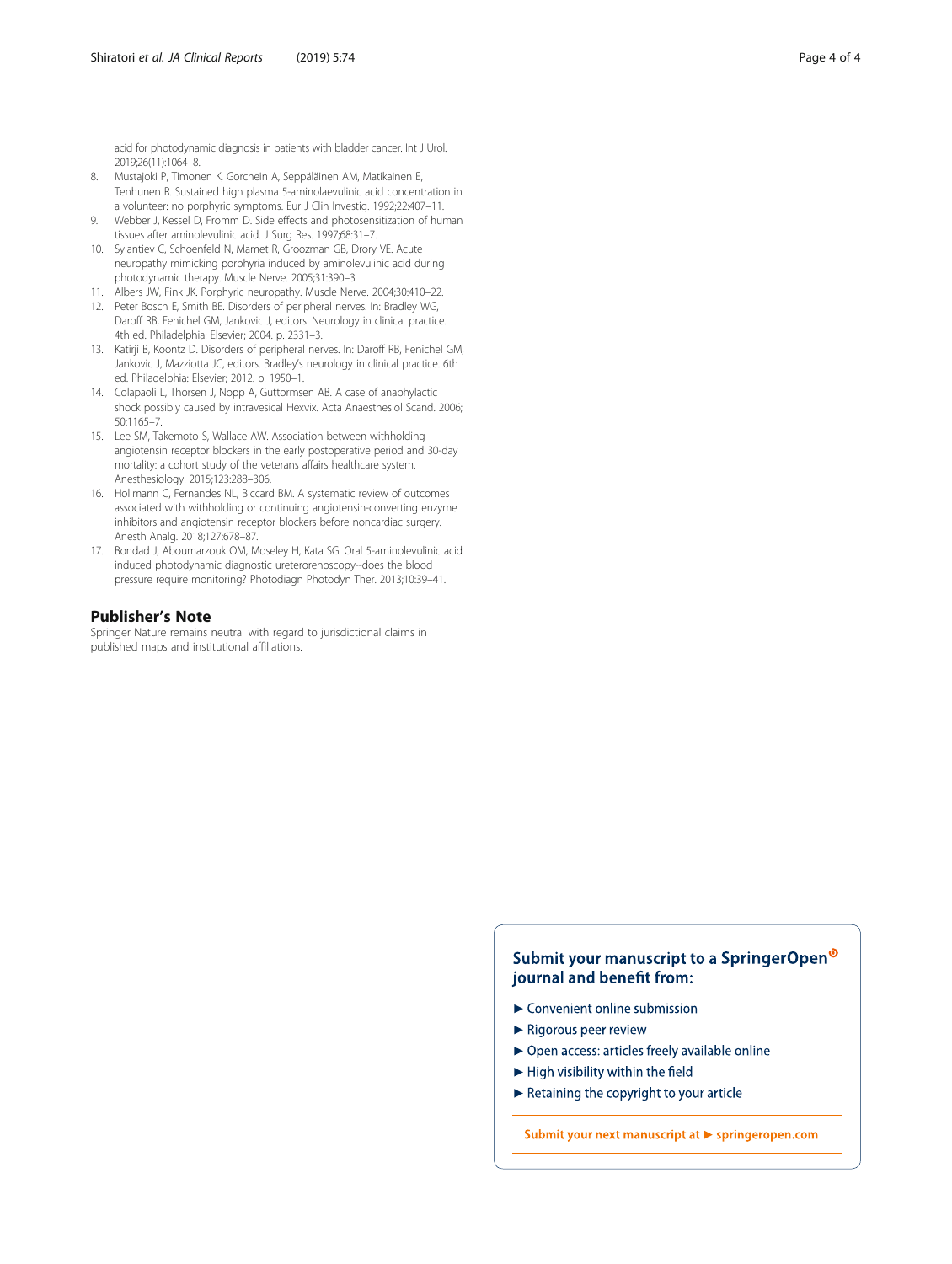acid for photodynamic diagnosis in patients with bladder cancer. Int J Urol. 2019;26(11):1064–8.

8. Mustajoki P, Timonen K, Gorchein A, Seppäläinen AM, Matikainen E, Tenhunen R. Sustained high plasma 5-aminolaevulinic acid concentration in a volunteer: no porphyric symptoms. Eur J Clin Investig. 1992;22:407–11.
9. Webber J, Kessel D, Fromm D. Side effects and photosensitization of human tissues after aminolevulinic acid. J Surg Res. 1997;68:31–7.
10. Sylantiev C, Schoenfeld N, Mamet R, Groozman GB, Drory VE. Acute neuropathy mimicking porphyria induced by aminolevulinic acid during photodynamic therapy. Muscle Nerve. 2005;31:390–3.
11. Albers JW, Fink JK. Porphyric neuropathy. Muscle Nerve. 2004;30:410–22.
12. Peter Bosch E, Smith BE. Disorders of peripheral nerves. In: Bradley WG, Daroff RB, Fenichel GM, Jankovic J, editors. Neurology in clinical practice. 4th ed. Philadelphia: Elsevier; 2004. p. 2331–3.
13. Katirji B, Koontz D. Disorders of peripheral nerves. In: Daroff RB, Fenichel GM, Jankovic J, Mazziotta JC, editors. Bradley's neurology in clinical practice. 6th ed. Philadelphia: Elsevier; 2012. p. 1950–1.
14. Colapaoli L, Thorsen J, Nopp A, Guttormsen AB. A case of anaphylactic shock possibly caused by intravesical Hexvix. Acta Anaesthesiol Scand. 2006; 50:1165–7.
15. Lee SM, Takemoto S, Wallace AW. Association between withholding angiotensin receptor blockers in the early postoperative period and 30-day mortality: a cohort study of the veterans affairs healthcare system. Anesthesiology. 2015;123:288–306.
16. Hollmann C, Fernandes NL, Biccard BM. A systematic review of outcomes associated with withholding or continuing angiotensin-converting enzyme inhibitors and angiotensin receptor blockers before noncardiac surgery. Anesth Analg. 2018;127:678–87.
17. Bondad J, Aboumarzouk OM, Moseley H, Kata SG. Oral 5-aminolevulinic acid induced photodynamic diagnostic ureterorenoscopy--does the blood pressure require monitoring? Photodiagn Photodyn Ther. 2013;10:39–41.

## Publisher's Note

Springer Nature remains neutral with regard to jurisdictional claims in published maps and institutional affiliations.

**Submit your manuscript to a SpringerOpen journal and benefit from:**

- ► Convenient online submission
- ► Rigorous peer review
- ► Open access: articles freely available online
- ► High visibility within the field
- ► Retaining the copyright to your article

**Submit your next manuscript at ► springeropen.com**